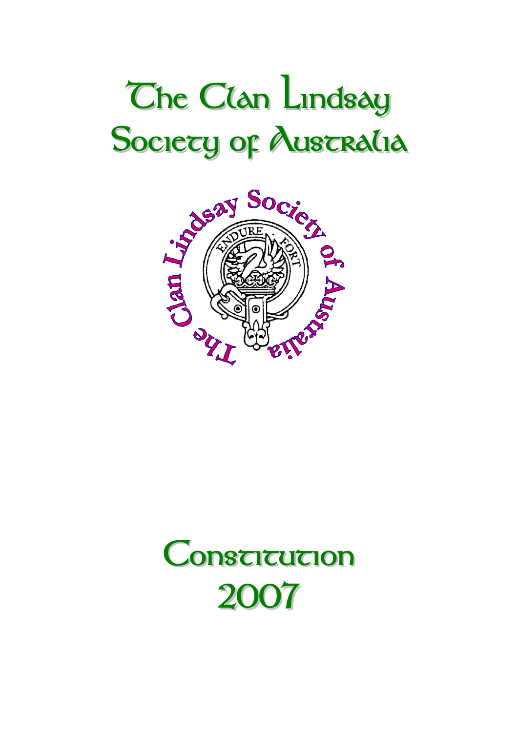# The Clan Lindsay Society of Australia

# Constitution 2007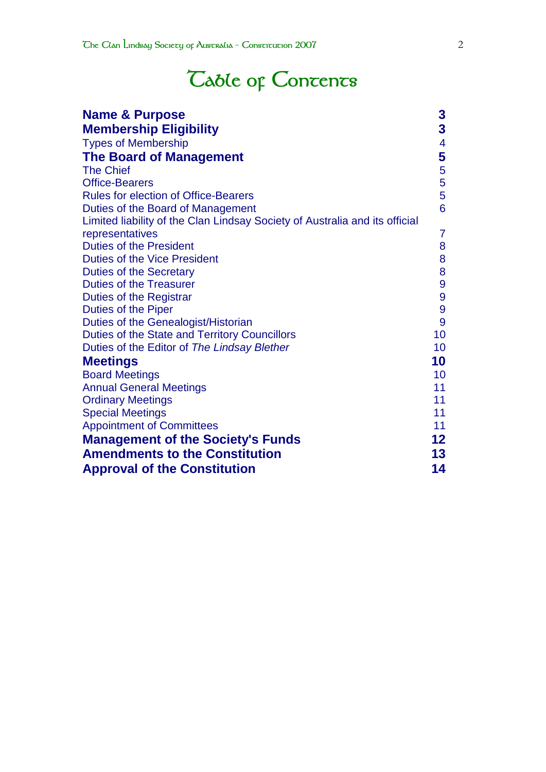# Table of Contents

| | |
|---|---|
| **Name & Purpose** | **3** |
| **Membership Eligibility** | **3** |
| Types of Membership | 4 |
| **The Board of Management** | **5** |
| The Chief | 5 |
| Office-Bearers | 5 |
| Rules for election of Office-Bearers | 5 |
| Duties of the Board of Management | 6 |
| Limited liability of the Clan Lindsay Society of Australia and its official representatives | 7 |
| Duties of the President | 8 |
| Duties of the Vice President | 8 |
| Duties of the Secretary | 8 |
| Duties of the Treasurer | 9 |
| Duties of the Registrar | 9 |
| Duties of the Piper | 9 |
| Duties of the Genealogist/Historian | 9 |
| Duties of the State and Territory Councillors | 10 |
| Duties of the Editor of *The Lindsay Blether* | 10 |
| **Meetings** | **10** |
| Board Meetings | 10 |
| Annual General Meetings | 11 |
| Ordinary Meetings | 11 |
| Special Meetings | 11 |
| Appointment of Committees | 11 |
| **Management of the Society's Funds** | **12** |
| **Amendments to the Constitution** | **13** |
| **Approval of the Constitution** | **14** |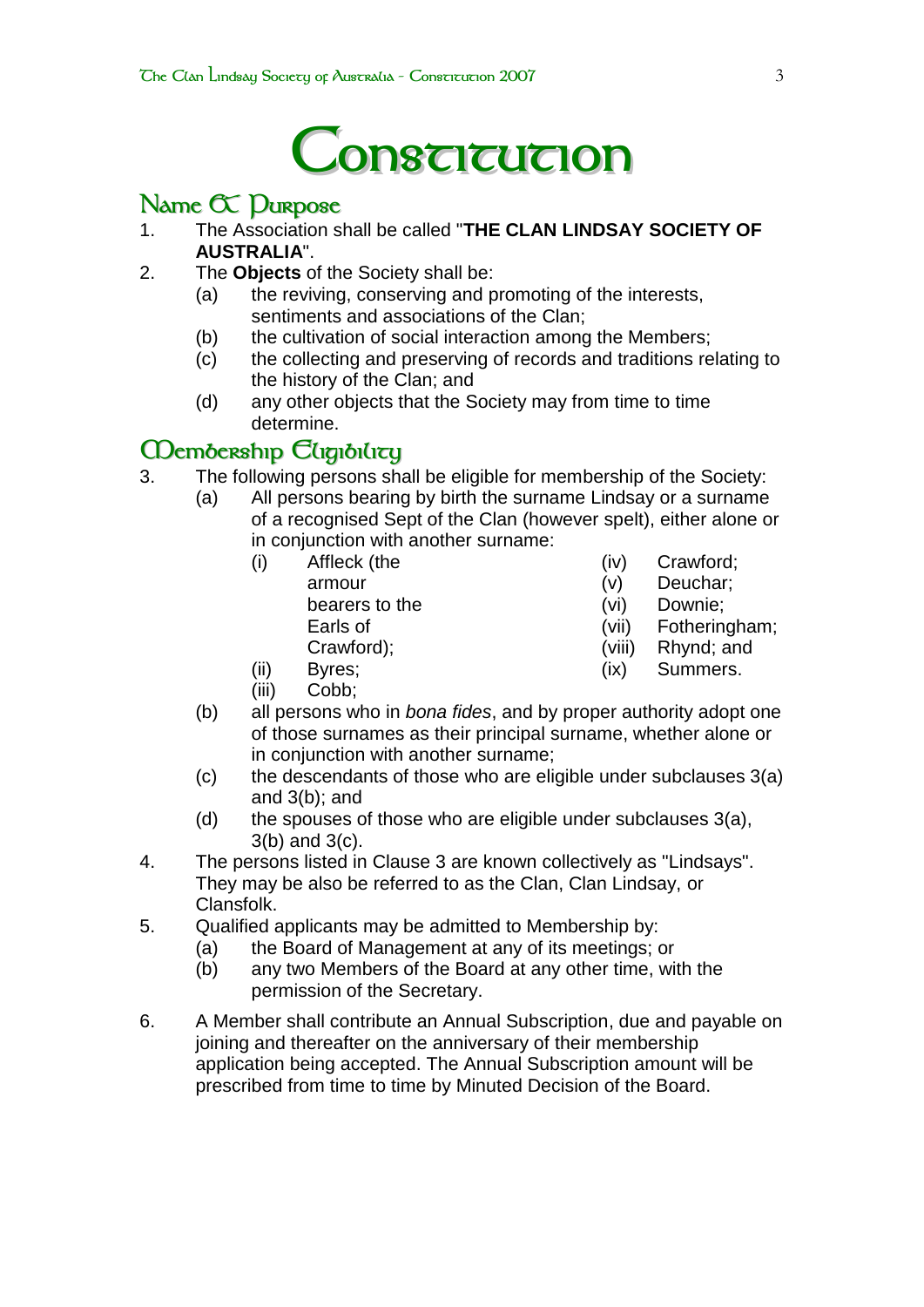# Constitution

## Name & Purpose

1. The Association shall be called "**THE CLAN LINDSAY SOCIETY OF AUSTRALIA**".
2. The **Objects** of the Society shall be:
   - (a) the reviving, conserving and promoting of the interests, sentiments and associations of the Clan;
   - (b) the cultivation of social interaction among the Members;
   - (c) the collecting and preserving of records and traditions relating to the history of the Clan; and
   - (d) any other objects that the Society may from time to time determine.

## Membership Eligibility

3. The following persons shall be eligible for membership of the Society:
   - (a) All persons bearing by birth the surname Lindsay or a surname of a recognised Sept of the Clan (however spelt), either alone or in conjunction with another surname:
     - (i) Affleck (the armour bearers to the Earls of Crawford);
     - (ii) Byres;
     - (iii) Cobb;
     - (iv) Crawford;
     - (v) Deuchar;
     - (vi) Downie;
     - (vii) Fotheringham;
     - (viii) Rhynd; and
     - (ix) Summers.
   - (b) all persons who in *bona fides*, and by proper authority adopt one of those surnames as their principal surname, whether alone or in conjunction with another surname;
   - (c) the descendants of those who are eligible under subclauses 3(a) and 3(b); and
   - (d) the spouses of those who are eligible under subclauses 3(a), 3(b) and 3(c).
4. The persons listed in Clause 3 are known collectively as "Lindsays". They may be also be referred to as the Clan, Clan Lindsay, or Clansfolk.
5. Qualified applicants may be admitted to Membership by:
   - (a) the Board of Management at any of its meetings; or
   - (b) any two Members of the Board at any other time, with the permission of the Secretary.
6. A Member shall contribute an Annual Subscription, due and payable on joining and thereafter on the anniversary of their membership application being accepted. The Annual Subscription amount will be prescribed from time to time by Minuted Decision of the Board.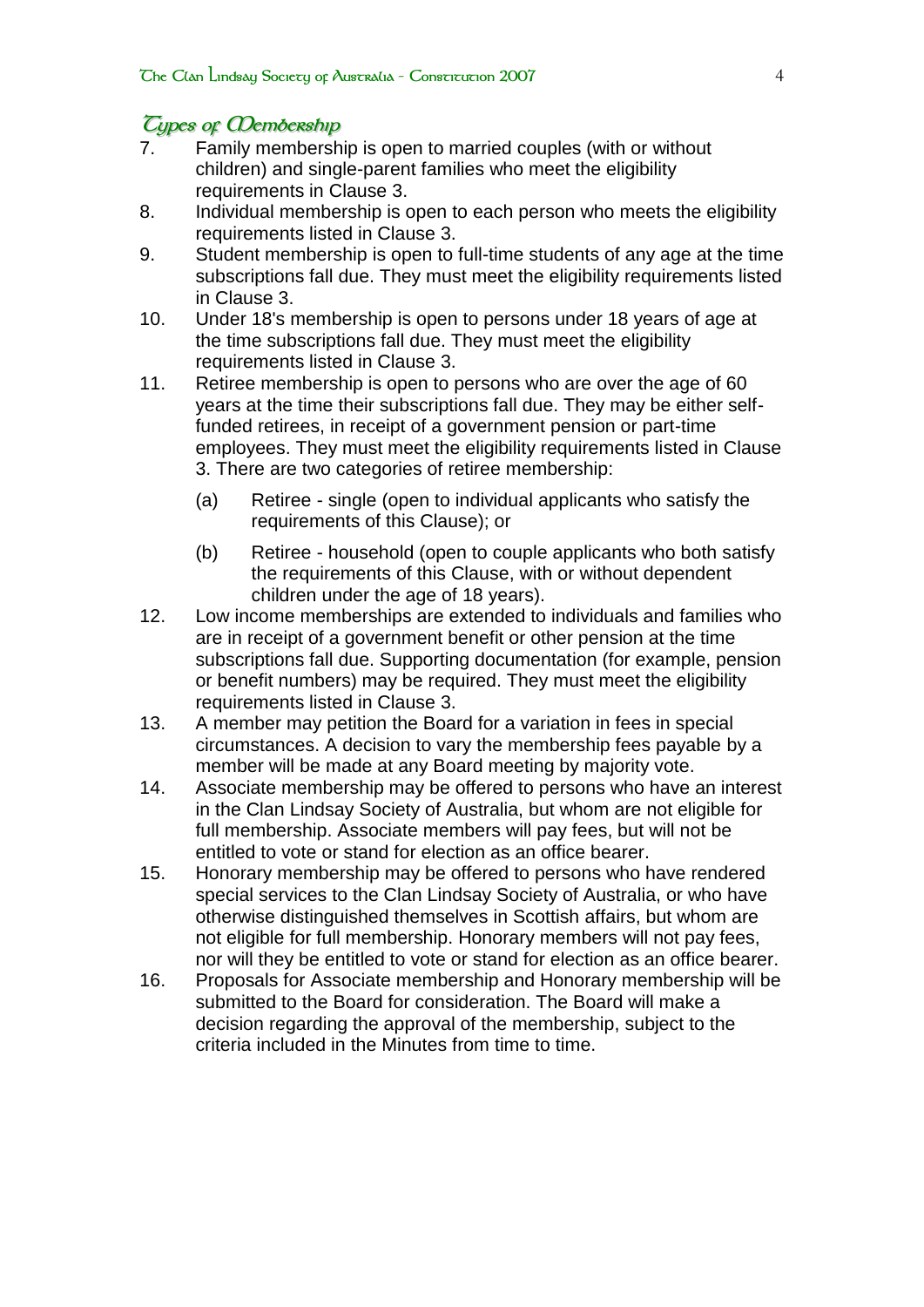## Types of Membership

7. Family membership is open to married couples (with or without children) and single-parent families who meet the eligibility requirements in Clause 3.
8. Individual membership is open to each person who meets the eligibility requirements listed in Clause 3.
9. Student membership is open to full-time students of any age at the time subscriptions fall due. They must meet the eligibility requirements listed in Clause 3.
10. Under 18's membership is open to persons under 18 years of age at the time subscriptions fall due. They must meet the eligibility requirements listed in Clause 3.
11. Retiree membership is open to persons who are over the age of 60 years at the time their subscriptions fall due. They may be either self-funded retirees, in receipt of a government pension or part-time employees. They must meet the eligibility requirements listed in Clause 3. There are two categories of retiree membership:

    (a) Retiree - single (open to individual applicants who satisfy the requirements of this Clause); or

    (b) Retiree - household (open to couple applicants who both satisfy the requirements of this Clause, with or without dependent children under the age of 18 years).

12. Low income memberships are extended to individuals and families who are in receipt of a government benefit or other pension at the time subscriptions fall due. Supporting documentation (for example, pension or benefit numbers) may be required. They must meet the eligibility requirements listed in Clause 3.
13. A member may petition the Board for a variation in fees in special circumstances. A decision to vary the membership fees payable by a member will be made at any Board meeting by majority vote.
14. Associate membership may be offered to persons who have an interest in the Clan Lindsay Society of Australia, but whom are not eligible for full membership. Associate members will pay fees, but will not be entitled to vote or stand for election as an office bearer.
15. Honorary membership may be offered to persons who have rendered special services to the Clan Lindsay Society of Australia, or who have otherwise distinguished themselves in Scottish affairs, but whom are not eligible for full membership. Honorary members will not pay fees, nor will they be entitled to vote or stand for election as an office bearer.
16. Proposals for Associate membership and Honorary membership will be submitted to the Board for consideration. The Board will make a decision regarding the approval of the membership, subject to the criteria included in the Minutes from time to time.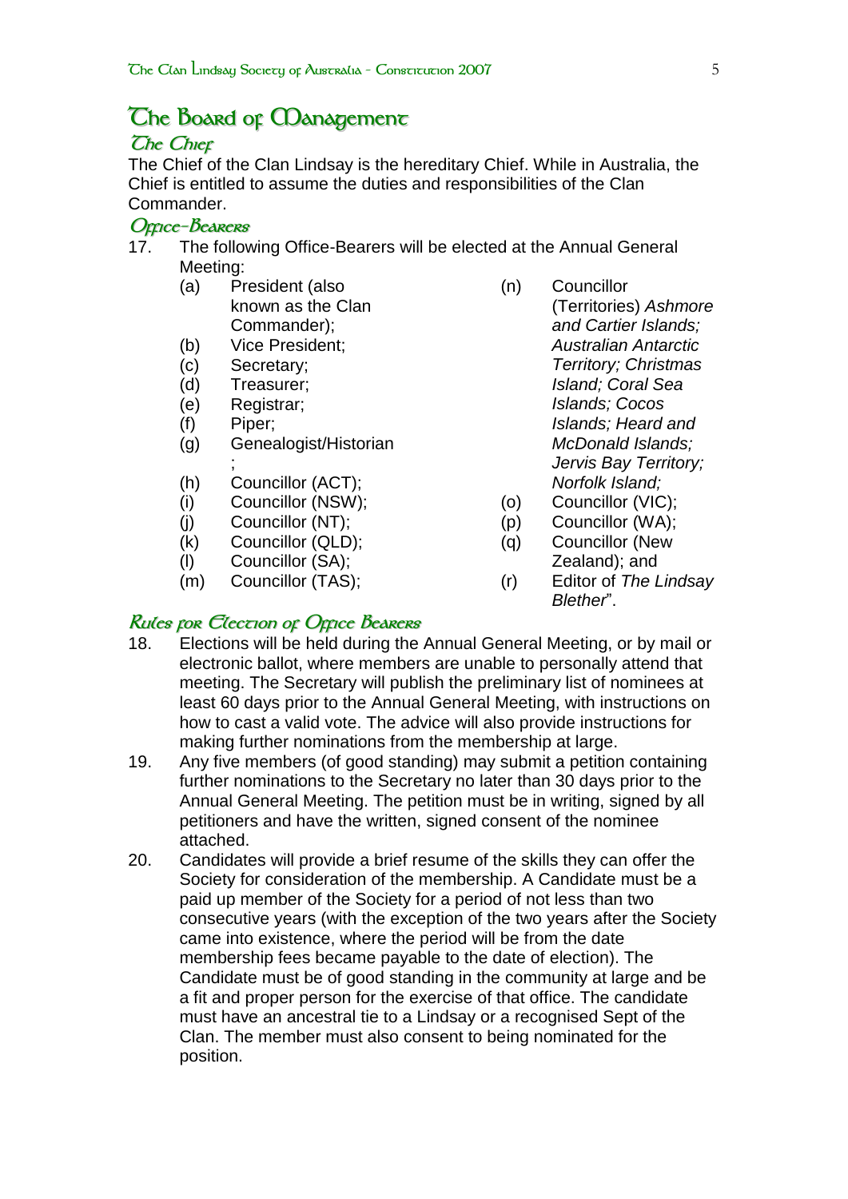## The Board of Management

### The Chief

The Chief of the Clan Lindsay is the hereditary Chief. While in Australia, the Chief is entitled to assume the duties and responsibilities of the Clan Commander.

### Office-Bearers

17. The following Office-Bearers will be elected at the Annual General Meeting:
    - (a) President (also known as the Clan Commander);
    - (b) Vice President;
    - (c) Secretary;
    - (d) Treasurer;
    - (e) Registrar;
    - (f) Piper;
    - (g) Genealogist/Historian ;
    - (h) Councillor (ACT);
    - (i) Councillor (NSW);
    - (j) Councillor (NT);
    - (k) Councillor (QLD);
    - (l) Councillor (SA);
    - (m) Councillor (TAS);
    - (n) Councillor (Territories) *Ashmore and Cartier Islands; Australian Antarctic Territory; Christmas Island; Coral Sea Islands; Cocos Islands; Heard and McDonald Islands; Jervis Bay Territory; Norfolk Island;*
    - (o) Councillor (VIC);
    - (p) Councillor (WA);
    - (q) Councillor (New Zealand); and
    - (r) Editor of *The Lindsay Blether*".

### Rules for Election of Office Bearers

18. Elections will be held during the Annual General Meeting, or by mail or electronic ballot, where members are unable to personally attend that meeting. The Secretary will publish the preliminary list of nominees at least 60 days prior to the Annual General Meeting, with instructions on how to cast a valid vote. The advice will also provide instructions for making further nominations from the membership at large.
19. Any five members (of good standing) may submit a petition containing further nominations to the Secretary no later than 30 days prior to the Annual General Meeting. The petition must be in writing, signed by all petitioners and have the written, signed consent of the nominee attached.
20. Candidates will provide a brief resume of the skills they can offer the Society for consideration of the membership. A Candidate must be a paid up member of the Society for a period of not less than two consecutive years (with the exception of the two years after the Society came into existence, where the period will be from the date membership fees became payable to the date of election). The Candidate must be of good standing in the community at large and be a fit and proper person for the exercise of that office. The candidate must have an ancestral tie to a Lindsay or a recognised Sept of the Clan. The member must also consent to being nominated for the position.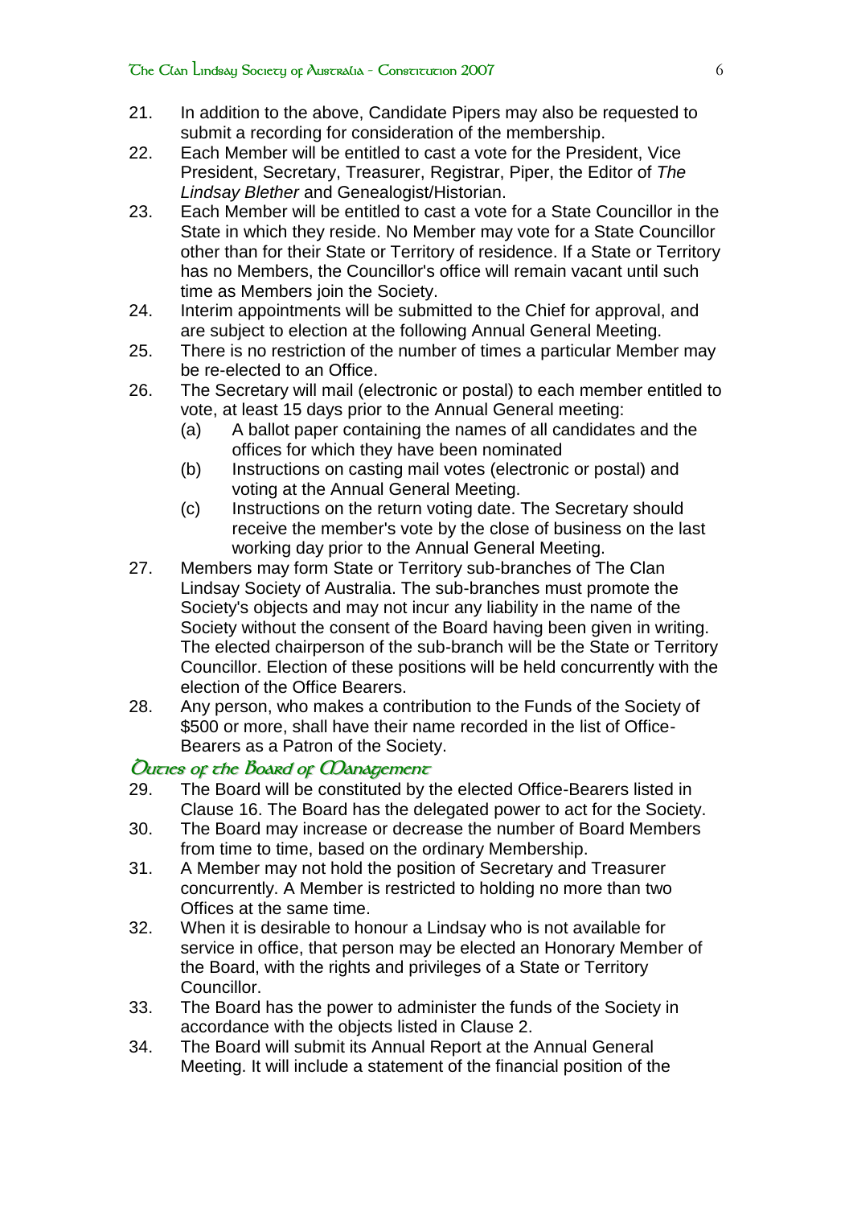21. In addition to the above, Candidate Pipers may also be requested to submit a recording for consideration of the membership.
22. Each Member will be entitled to cast a vote for the President, Vice President, Secretary, Treasurer, Registrar, Piper, the Editor of *The Lindsay Blether* and Genealogist/Historian.
23. Each Member will be entitled to cast a vote for a State Councillor in the State in which they reside. No Member may vote for a State Councillor other than for their State or Territory of residence. If a State or Territory has no Members, the Councillor's office will remain vacant until such time as Members join the Society.
24. Interim appointments will be submitted to the Chief for approval, and are subject to election at the following Annual General Meeting.
25. There is no restriction of the number of times a particular Member may be re-elected to an Office.
26. The Secretary will mail (electronic or postal) to each member entitled to vote, at least 15 days prior to the Annual General meeting:
    (a) A ballot paper containing the names of all candidates and the offices for which they have been nominated
    (b) Instructions on casting mail votes (electronic or postal) and voting at the Annual General Meeting.
    (c) Instructions on the return voting date. The Secretary should receive the member's vote by the close of business on the last working day prior to the Annual General Meeting.
27. Members may form State or Territory sub-branches of The Clan Lindsay Society of Australia. The sub-branches must promote the Society's objects and may not incur any liability in the name of the Society without the consent of the Board having been given in writing. The elected chairperson of the sub-branch will be the State or Territory Councillor. Election of these positions will be held concurrently with the election of the Office Bearers.
28. Any person, who makes a contribution to the Funds of the Society of \$500 or more, shall have their name recorded in the list of Office-Bearers as a Patron of the Society.

## Duties of the Board of Management

29. The Board will be constituted by the elected Office-Bearers listed in Clause 16. The Board has the delegated power to act for the Society.
30. The Board may increase or decrease the number of Board Members from time to time, based on the ordinary Membership.
31. A Member may not hold the position of Secretary and Treasurer concurrently. A Member is restricted to holding no more than two Offices at the same time.
32. When it is desirable to honour a Lindsay who is not available for service in office, that person may be elected an Honorary Member of the Board, with the rights and privileges of a State or Territory Councillor.
33. The Board has the power to administer the funds of the Society in accordance with the objects listed in Clause 2.
34. The Board will submit its Annual Report at the Annual General Meeting. It will include a statement of the financial position of the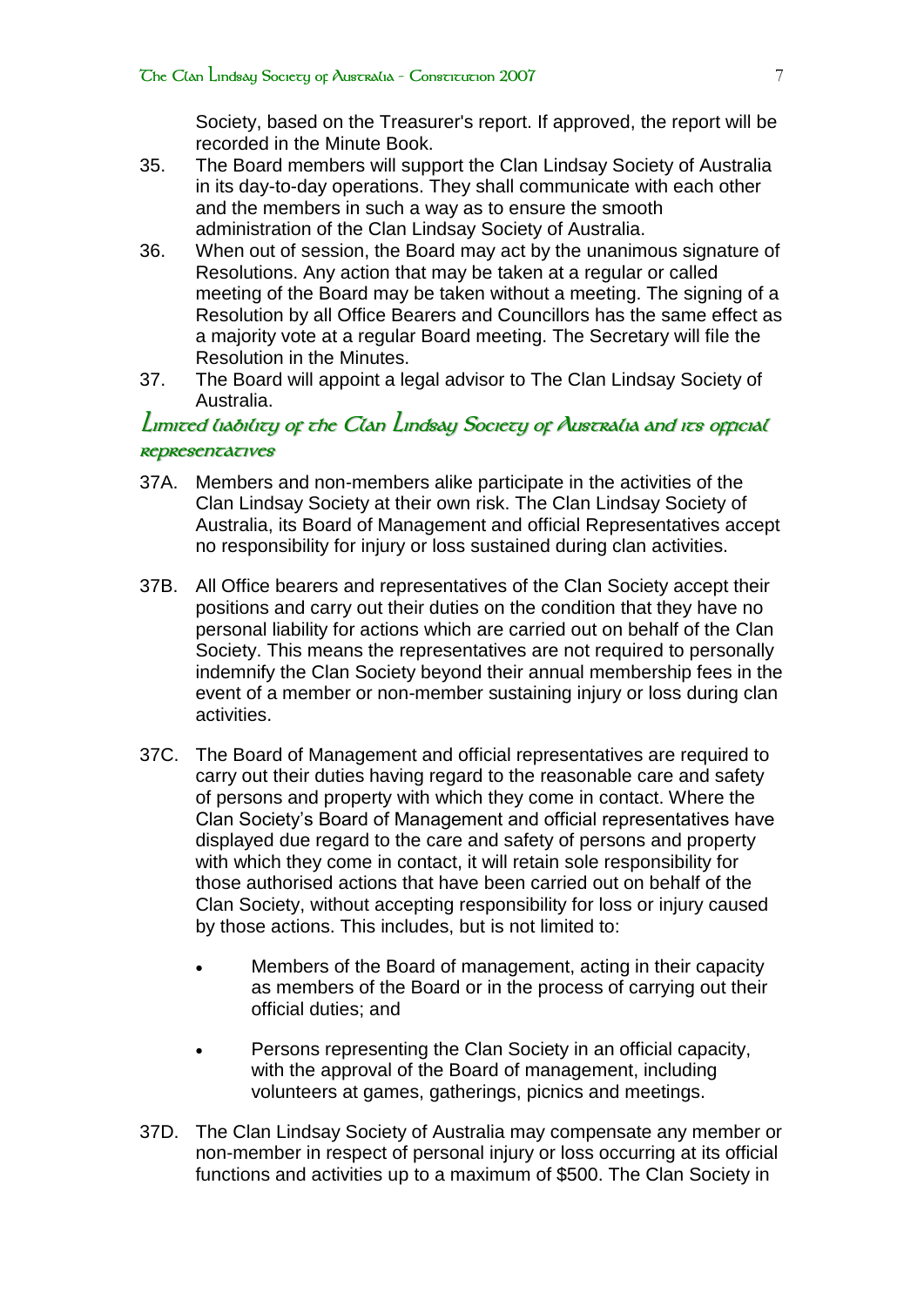Society, based on the Treasurer's report. If approved, the report will be recorded in the Minute Book.

35. The Board members will support the Clan Lindsay Society of Australia in its day-to-day operations. They shall communicate with each other and the members in such a way as to ensure the smooth administration of the Clan Lindsay Society of Australia.
36. When out of session, the Board may act by the unanimous signature of Resolutions. Any action that may be taken at a regular or called meeting of the Board may be taken without a meeting. The signing of a Resolution by all Office Bearers and Councillors has the same effect as a majority vote at a regular Board meeting. The Secretary will file the Resolution in the Minutes.
37. The Board will appoint a legal advisor to The Clan Lindsay Society of Australia.

## Limited liability of the Clan Lindsay Society of Australia and its official representatives

37A. Members and non-members alike participate in the activities of the Clan Lindsay Society at their own risk. The Clan Lindsay Society of Australia, its Board of Management and official Representatives accept no responsibility for injury or loss sustained during clan activities.

37B. All Office bearers and representatives of the Clan Society accept their positions and carry out their duties on the condition that they have no personal liability for actions which are carried out on behalf of the Clan Society. This means the representatives are not required to personally indemnify the Clan Society beyond their annual membership fees in the event of a member or non-member sustaining injury or loss during clan activities.

37C. The Board of Management and official representatives are required to carry out their duties having regard to the reasonable care and safety of persons and property with which they come in contact. Where the Clan Society's Board of Management and official representatives have displayed due regard to the care and safety of persons and property with which they come in contact, it will retain sole responsibility for those authorised actions that have been carried out on behalf of the Clan Society, without accepting responsibility for loss or injury caused by those actions. This includes, but is not limited to:

- Members of the Board of management, acting in their capacity as members of the Board or in the process of carrying out their official duties; and
- Persons representing the Clan Society in an official capacity, with the approval of the Board of management, including volunteers at games, gatherings, picnics and meetings.

37D. The Clan Lindsay Society of Australia may compensate any member or non-member in respect of personal injury or loss occurring at its official functions and activities up to a maximum of $500. The Clan Society in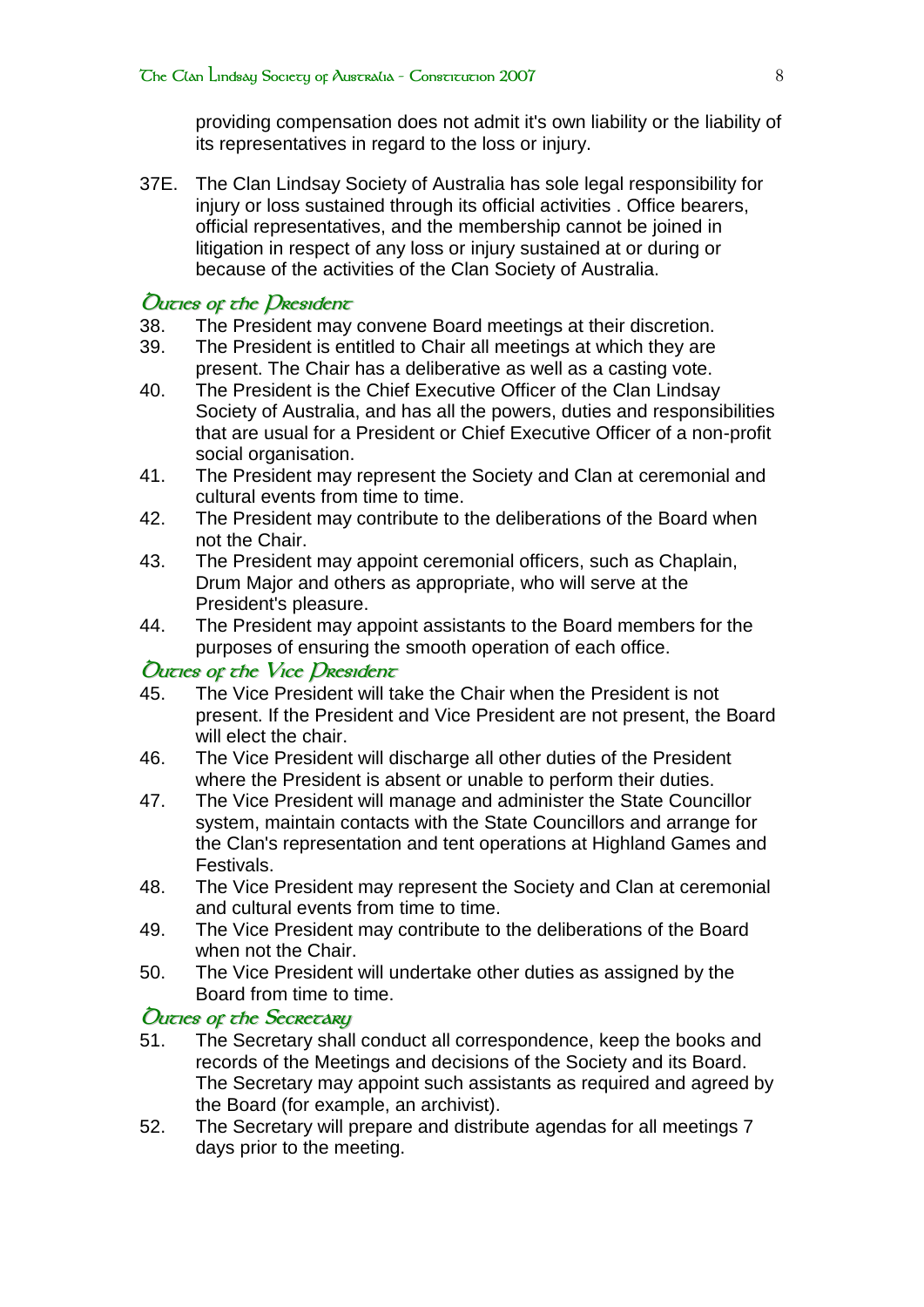providing compensation does not admit it's own liability or the liability of its representatives in regard to the loss or injury.

37E. The Clan Lindsay Society of Australia has sole legal responsibility for injury or loss sustained through its official activities . Office bearers, official representatives, and the membership cannot be joined in litigation in respect of any loss or injury sustained at or during or because of the activities of the Clan Society of Australia.

## Duties of the President

38. The President may convene Board meetings at their discretion.
39. The President is entitled to Chair all meetings at which they are present. The Chair has a deliberative as well as a casting vote.
40. The President is the Chief Executive Officer of the Clan Lindsay Society of Australia, and has all the powers, duties and responsibilities that are usual for a President or Chief Executive Officer of a non-profit social organisation.
41. The President may represent the Society and Clan at ceremonial and cultural events from time to time.
42. The President may contribute to the deliberations of the Board when not the Chair.
43. The President may appoint ceremonial officers, such as Chaplain, Drum Major and others as appropriate, who will serve at the President's pleasure.
44. The President may appoint assistants to the Board members for the purposes of ensuring the smooth operation of each office.

## Duties of the Vice President

45. The Vice President will take the Chair when the President is not present. If the President and Vice President are not present, the Board will elect the chair.
46. The Vice President will discharge all other duties of the President where the President is absent or unable to perform their duties.
47. The Vice President will manage and administer the State Councillor system, maintain contacts with the State Councillors and arrange for the Clan's representation and tent operations at Highland Games and Festivals.
48. The Vice President may represent the Society and Clan at ceremonial and cultural events from time to time.
49. The Vice President may contribute to the deliberations of the Board when not the Chair.
50. The Vice President will undertake other duties as assigned by the Board from time to time.

## Duties of the Secretary

51. The Secretary shall conduct all correspondence, keep the books and records of the Meetings and decisions of the Society and its Board. The Secretary may appoint such assistants as required and agreed by the Board (for example, an archivist).
52. The Secretary will prepare and distribute agendas for all meetings 7 days prior to the meeting.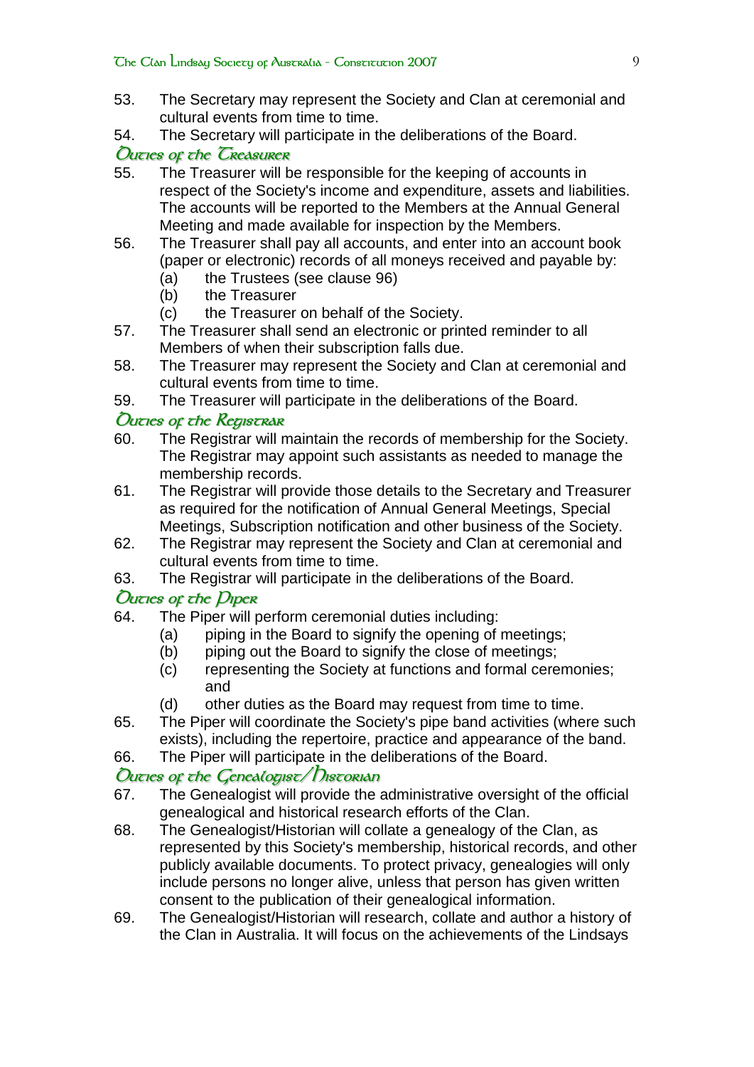53. The Secretary may represent the Society and Clan at ceremonial and cultural events from time to time.
54. The Secretary will participate in the deliberations of the Board.

### Duties of the Treasurer

55. The Treasurer will be responsible for the keeping of accounts in respect of the Society's income and expenditure, assets and liabilities. The accounts will be reported to the Members at the Annual General Meeting and made available for inspection by the Members.
56. The Treasurer shall pay all accounts, and enter into an account book (paper or electronic) records of all moneys received and payable by:
    (a) the Trustees (see clause 96)
    (b) the Treasurer
    (c) the Treasurer on behalf of the Society.
57. The Treasurer shall send an electronic or printed reminder to all Members of when their subscription falls due.
58. The Treasurer may represent the Society and Clan at ceremonial and cultural events from time to time.
59. The Treasurer will participate in the deliberations of the Board.

### Duties of the Registrar

60. The Registrar will maintain the records of membership for the Society. The Registrar may appoint such assistants as needed to manage the membership records.
61. The Registrar will provide those details to the Secretary and Treasurer as required for the notification of Annual General Meetings, Special Meetings, Subscription notification and other business of the Society.
62. The Registrar may represent the Society and Clan at ceremonial and cultural events from time to time.
63. The Registrar will participate in the deliberations of the Board.

### Duties of the Piper

64. The Piper will perform ceremonial duties including:
    (a) piping in the Board to signify the opening of meetings;
    (b) piping out the Board to signify the close of meetings;
    (c) representing the Society at functions and formal ceremonies; and
    (d) other duties as the Board may request from time to time.
65. The Piper will coordinate the Society's pipe band activities (where such exists), including the repertoire, practice and appearance of the band.
66. The Piper will participate in the deliberations of the Board.

### Duties of the Genealogist/Historian

67. The Genealogist will provide the administrative oversight of the official genealogical and historical research efforts of the Clan.
68. The Genealogist/Historian will collate a genealogy of the Clan, as represented by this Society's membership, historical records, and other publicly available documents. To protect privacy, genealogies will only include persons no longer alive, unless that person has given written consent to the publication of their genealogical information.
69. The Genealogist/Historian will research, collate and author a history of the Clan in Australia. It will focus on the achievements of the Lindsays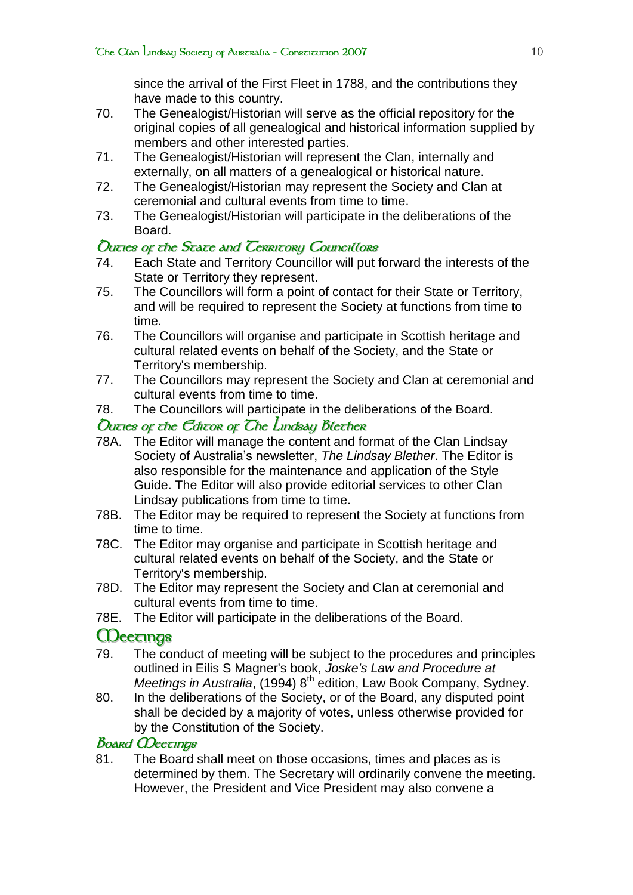since the arrival of the First Fleet in 1788, and the contributions they have made to this country.

70. The Genealogist/Historian will serve as the official repository for the original copies of all genealogical and historical information supplied by members and other interested parties.
71. The Genealogist/Historian will represent the Clan, internally and externally, on all matters of a genealogical or historical nature.
72. The Genealogist/Historian may represent the Society and Clan at ceremonial and cultural events from time to time.
73. The Genealogist/Historian will participate in the deliberations of the Board.

### Duties of the State and Territory Councillors

74. Each State and Territory Councillor will put forward the interests of the State or Territory they represent.
75. The Councillors will form a point of contact for their State or Territory, and will be required to represent the Society at functions from time to time.
76. The Councillors will organise and participate in Scottish heritage and cultural related events on behalf of the Society, and the State or Territory's membership.
77. The Councillors may represent the Society and Clan at ceremonial and cultural events from time to time.
78. The Councillors will participate in the deliberations of the Board.

### Duties of the Editor of The Lindsay Blether

78A. The Editor will manage the content and format of the Clan Lindsay Society of Australia's newsletter, *The Lindsay Blether*. The Editor is also responsible for the maintenance and application of the Style Guide. The Editor will also provide editorial services to other Clan Lindsay publications from time to time.

78B. The Editor may be required to represent the Society at functions from time to time.

78C. The Editor may organise and participate in Scottish heritage and cultural related events on behalf of the Society, and the State or Territory's membership.

78D. The Editor may represent the Society and Clan at ceremonial and cultural events from time to time.

78E. The Editor will participate in the deliberations of the Board.

## Meetings

79. The conduct of meeting will be subject to the procedures and principles outlined in Eilis S Magner's book, *Joske's Law and Procedure at Meetings in Australia*, (1994) 8th edition, Law Book Company, Sydney.
80. In the deliberations of the Society, or of the Board, any disputed point shall be decided by a majority of votes, unless otherwise provided for by the Constitution of the Society.

### Board Meetings

81. The Board shall meet on those occasions, times and places as is determined by them. The Secretary will ordinarily convene the meeting. However, the President and Vice President may also convene a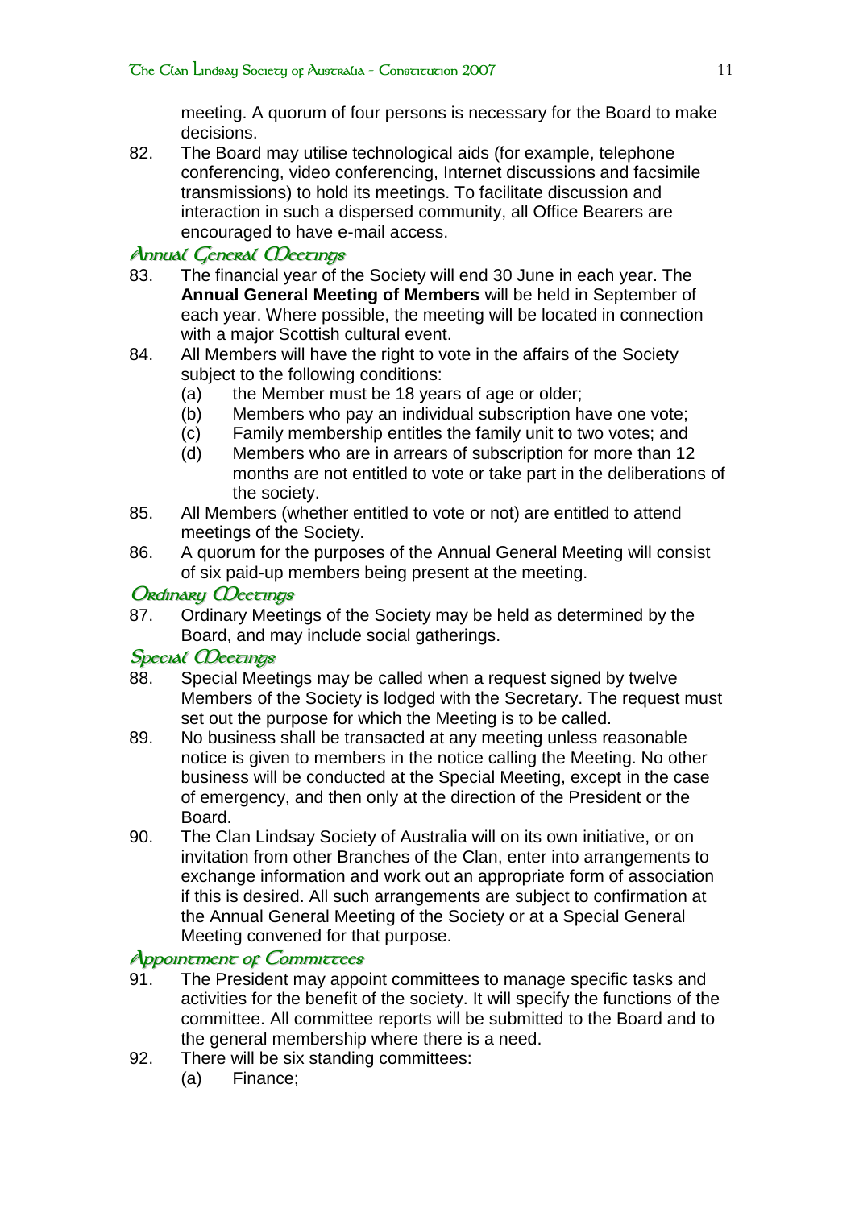meeting. A quorum of four persons is necessary for the Board to make decisions.

82. The Board may utilise technological aids (for example, telephone conferencing, video conferencing, Internet discussions and facsimile transmissions) to hold its meetings. To facilitate discussion and interaction in such a dispersed community, all Office Bearers are encouraged to have e-mail access.

### Annual General Meetings

83. The financial year of the Society will end 30 June in each year. The **Annual General Meeting of Members** will be held in September of each year. Where possible, the meeting will be located in connection with a major Scottish cultural event.

84. All Members will have the right to vote in the affairs of the Society subject to the following conditions:
    (a) the Member must be 18 years of age or older;
    (b) Members who pay an individual subscription have one vote;
    (c) Family membership entitles the family unit to two votes; and
    (d) Members who are in arrears of subscription for more than 12 months are not entitled to vote or take part in the deliberations of the society.

85. All Members (whether entitled to vote or not) are entitled to attend meetings of the Society.

86. A quorum for the purposes of the Annual General Meeting will consist of six paid-up members being present at the meeting.

### Ordinary Meetings

87. Ordinary Meetings of the Society may be held as determined by the Board, and may include social gatherings.

### Special Meetings

88. Special Meetings may be called when a request signed by twelve Members of the Society is lodged with the Secretary. The request must set out the purpose for which the Meeting is to be called.

89. No business shall be transacted at any meeting unless reasonable notice is given to members in the notice calling the Meeting. No other business will be conducted at the Special Meeting, except in the case of emergency, and then only at the direction of the President or the Board.

90. The Clan Lindsay Society of Australia will on its own initiative, or on invitation from other Branches of the Clan, enter into arrangements to exchange information and work out an appropriate form of association if this is desired. All such arrangements are subject to confirmation at the Annual General Meeting of the Society or at a Special General Meeting convened for that purpose.

### Appointment of Committees

91. The President may appoint committees to manage specific tasks and activities for the benefit of the society. It will specify the functions of the committee. All committee reports will be submitted to the Board and to the general membership where there is a need.

92. There will be six standing committees:
    (a) Finance;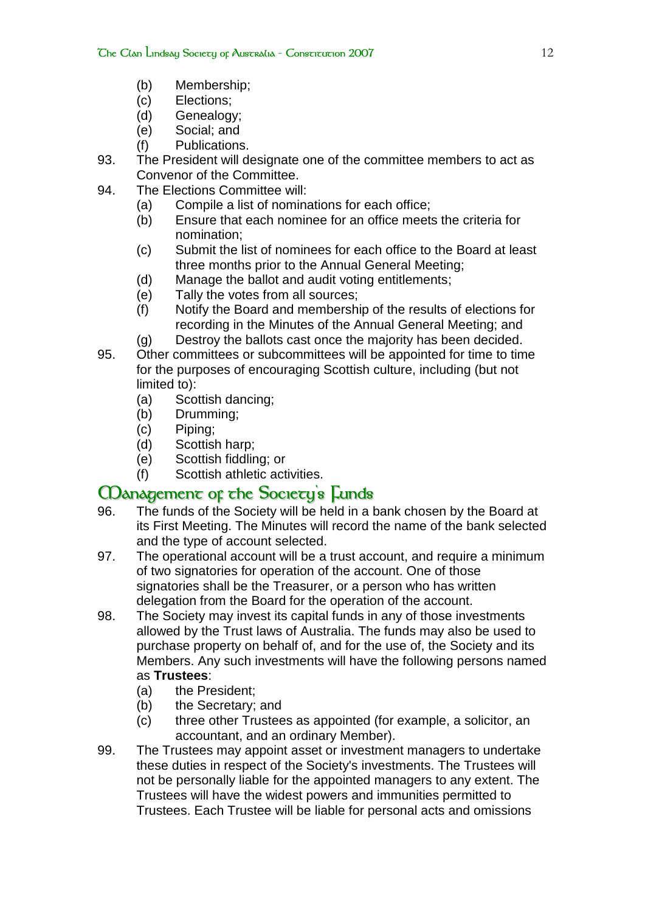(b) Membership;
(c) Elections;
(d) Genealogy;
(e) Social; and
(f) Publications.

93. The President will designate one of the committee members to act as Convenor of the Committee.

94. The Elections Committee will:
    (a) Compile a list of nominations for each office;
    (b) Ensure that each nominee for an office meets the criteria for nomination;
    (c) Submit the list of nominees for each office to the Board at least three months prior to the Annual General Meeting;
    (d) Manage the ballot and audit voting entitlements;
    (e) Tally the votes from all sources;
    (f) Notify the Board and membership of the results of elections for recording in the Minutes of the Annual General Meeting; and
    (g) Destroy the ballots cast once the majority has been decided.

95. Other committees or subcommittees will be appointed for time to time for the purposes of encouraging Scottish culture, including (but not limited to):
    (a) Scottish dancing;
    (b) Drumming;
    (c) Piping;
    (d) Scottish harp;
    (e) Scottish fiddling; or
    (f) Scottish athletic activities.

## Management of the Society's Funds

96. The funds of the Society will be held in a bank chosen by the Board at its First Meeting. The Minutes will record the name of the bank selected and the type of account selected.

97. The operational account will be a trust account, and require a minimum of two signatories for operation of the account. One of those signatories shall be the Treasurer, or a person who has written delegation from the Board for the operation of the account.

98. The Society may invest its capital funds in any of those investments allowed by the Trust laws of Australia. The funds may also be used to purchase property on behalf of, and for the use of, the Society and its Members. Any such investments will have the following persons named as **Trustees**:
    (a) the President;
    (b) the Secretary; and
    (c) three other Trustees as appointed (for example, a solicitor, an accountant, and an ordinary Member).

99. The Trustees may appoint asset or investment managers to undertake these duties in respect of the Society's investments. The Trustees will not be personally liable for the appointed managers to any extent. The Trustees will have the widest powers and immunities permitted to Trustees. Each Trustee will be liable for personal acts and omissions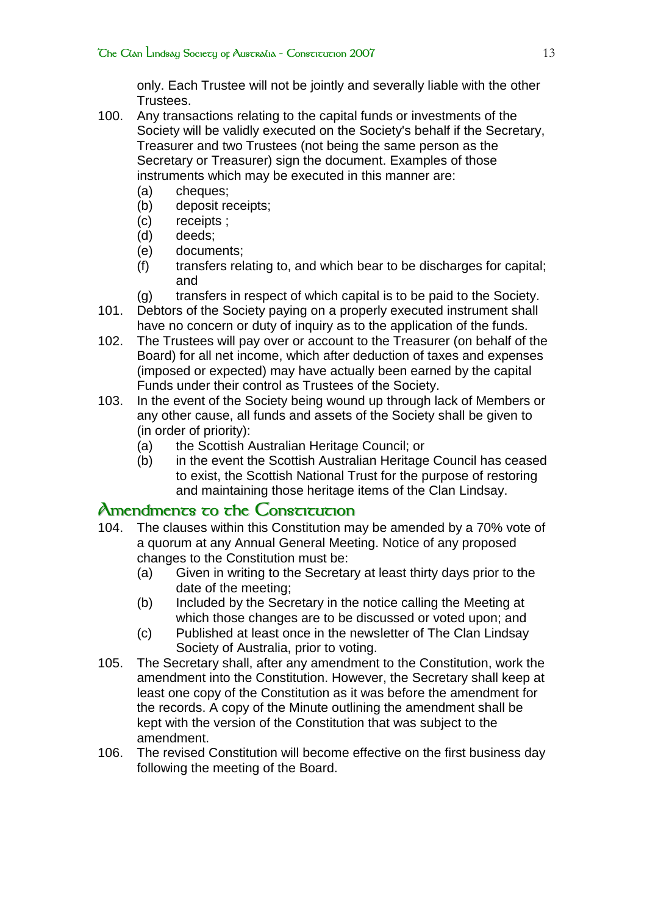only. Each Trustee will not be jointly and severally liable with the other Trustees.

100. Any transactions relating to the capital funds or investments of the Society will be validly executed on the Society's behalf if the Secretary, Treasurer and two Trustees (not being the same person as the Secretary or Treasurer) sign the document. Examples of those instruments which may be executed in this manner are:
    (a) cheques;
    (b) deposit receipts;
    (c) receipts ;
    (d) deeds;
    (e) documents;
    (f) transfers relating to, and which bear to be discharges for capital; and
    (g) transfers in respect of which capital is to be paid to the Society.

101. Debtors of the Society paying on a properly executed instrument shall have no concern or duty of inquiry as to the application of the funds.

102. The Trustees will pay over or account to the Treasurer (on behalf of the Board) for all net income, which after deduction of taxes and expenses (imposed or expected) may have actually been earned by the capital Funds under their control as Trustees of the Society.

103. In the event of the Society being wound up through lack of Members or any other cause, all funds and assets of the Society shall be given to (in order of priority):
    (a) the Scottish Australian Heritage Council; or
    (b) in the event the Scottish Australian Heritage Council has ceased to exist, the Scottish National Trust for the purpose of restoring and maintaining those heritage items of the Clan Lindsay.

## Amendments to the Constitution

104. The clauses within this Constitution may be amended by a 70% vote of a quorum at any Annual General Meeting. Notice of any proposed changes to the Constitution must be:
    (a) Given in writing to the Secretary at least thirty days prior to the date of the meeting;
    (b) Included by the Secretary in the notice calling the Meeting at which those changes are to be discussed or voted upon; and
    (c) Published at least once in the newsletter of The Clan Lindsay Society of Australia, prior to voting.

105. The Secretary shall, after any amendment to the Constitution, work the amendment into the Constitution. However, the Secretary shall keep at least one copy of the Constitution as it was before the amendment for the records. A copy of the Minute outlining the amendment shall be kept with the version of the Constitution that was subject to the amendment.

106. The revised Constitution will become effective on the first business day following the meeting of the Board.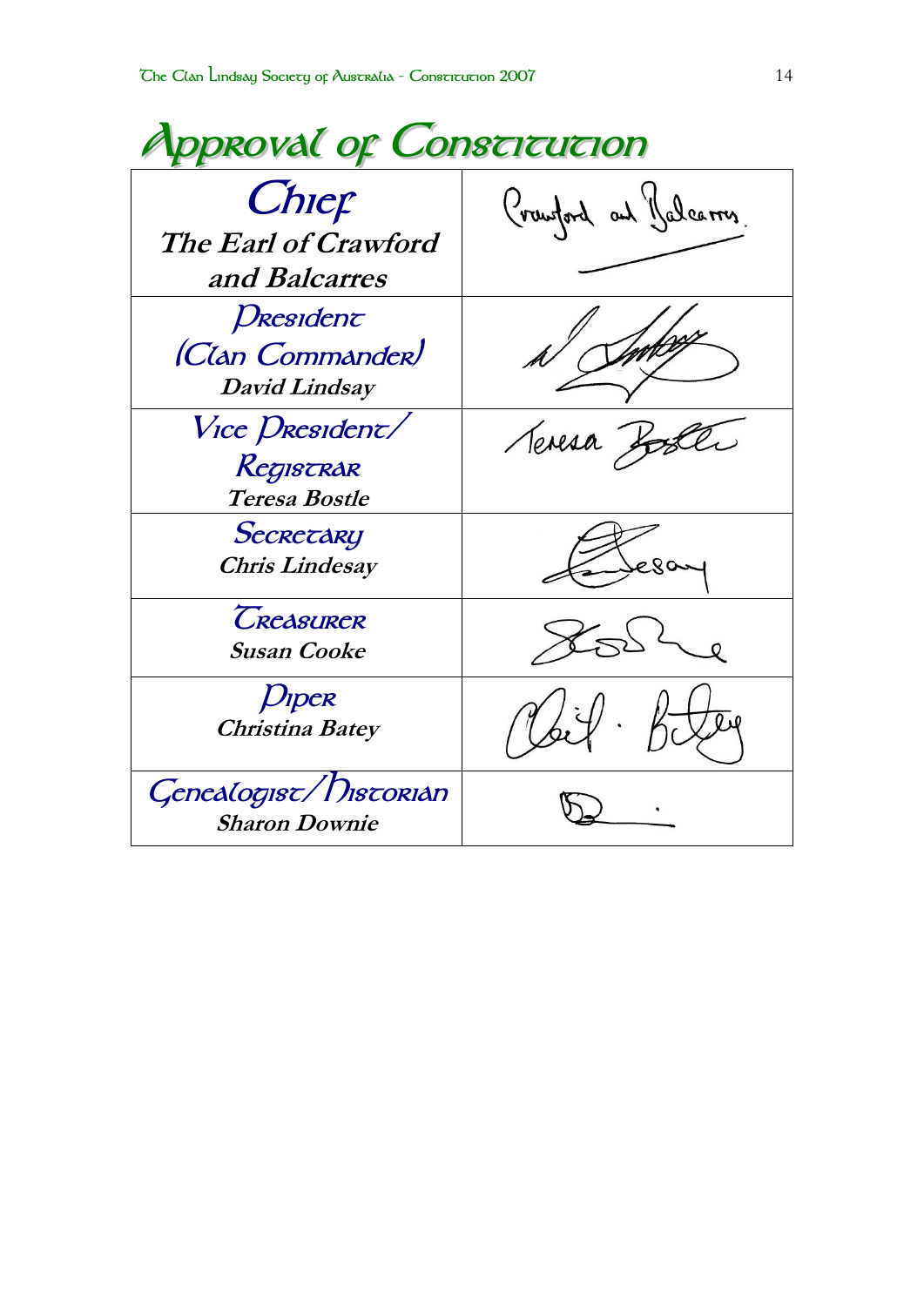# Approval of Constitution

| | |
|---|---|
| **Chief**<br>***The Earl of Crawford and Balcarres*** | Crawford and Balcarres |
| **President (Clan Commander)**<br>***David Lindsay*** | |
| **Vice President/ Registrar**<br>***Teresa Bostle*** | Teresa Bostle |
| **Secretary**<br>***Chris Lindesay*** | |
| **Treasurer**<br>***Susan Cooke*** | |
| **Piper**<br>***Christina Batey*** | |
| **Genealogist/Historian**<br>***Sharon Downie*** | |